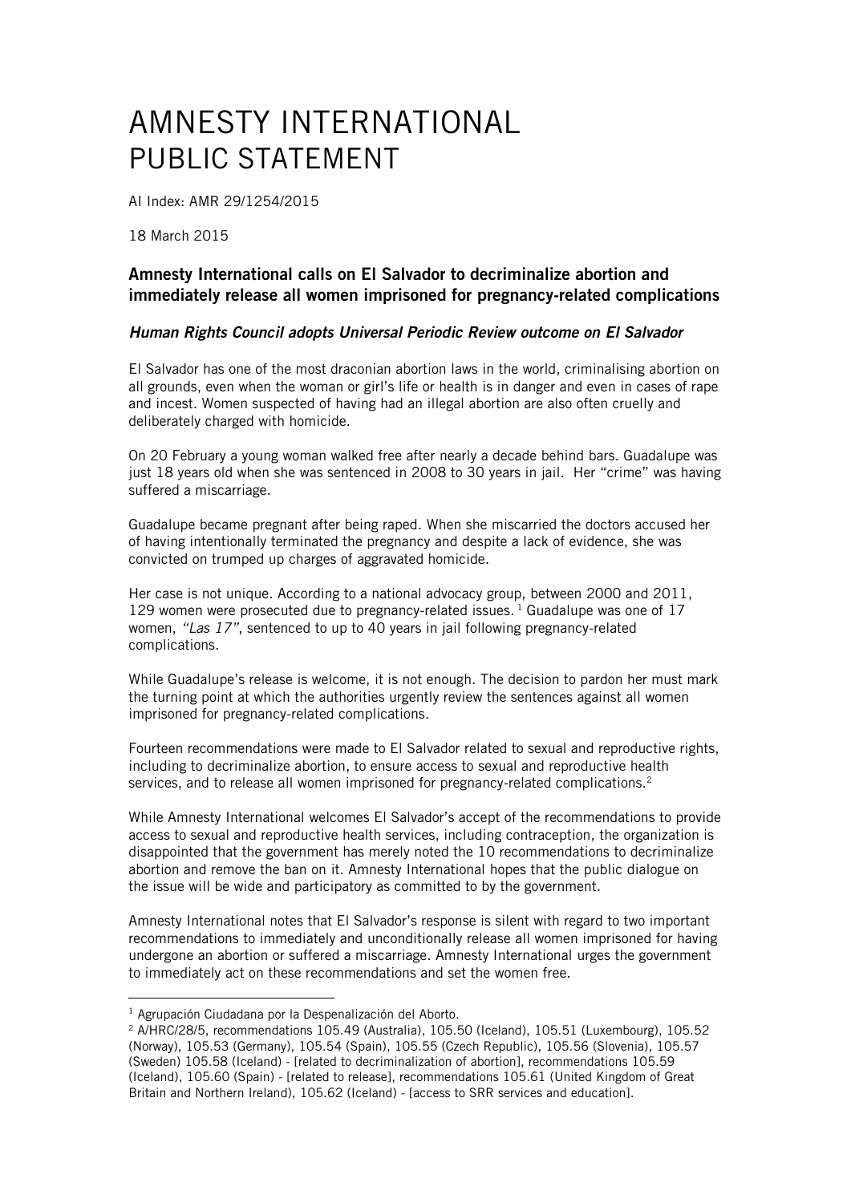# AMNESTY INTERNATIONAL PUBLIC STATEMENT

AI Index: AMR 29/1254/2015

18 March 2015

## Amnesty International calls on El Salvador to decriminalize abortion and immediately release all women imprisoned for pregnancy-related complications

### *Human Rights Council adopts Universal Periodic Review outcome on El Salvador*

El Salvador has one of the most draconian abortion laws in the world, criminalising abortion on all grounds, even when the woman or girl's life or health is in danger and even in cases of rape and incest. Women suspected of having had an illegal abortion are also often cruelly and deliberately charged with homicide.

On 20 February a young woman walked free after nearly a decade behind bars. Guadalupe was just 18 years old when she was sentenced in 2008 to 30 years in jail. Her "crime" was having suffered a miscarriage.

Guadalupe became pregnant after being raped. When she miscarried the doctors accused her of having intentionally terminated the pregnancy and despite a lack of evidence, she was convicted on trumped up charges of aggravated homicide.

Her case is not unique. According to a national advocacy group, between 2000 and 2011, 129 women were prosecuted due to pregnancy-related issues.[1] Guadalupe was one of 17 women, *"Las 17"*, sentenced to up to 40 years in jail following pregnancy-related complications.

While Guadalupe's release is welcome, it is not enough. The decision to pardon her must mark the turning point at which the authorities urgently review the sentences against all women imprisoned for pregnancy-related complications.

Fourteen recommendations were made to El Salvador related to sexual and reproductive rights, including to decriminalize abortion, to ensure access to sexual and reproductive health services, and to release all women imprisoned for pregnancy-related complications.[2]

While Amnesty International welcomes El Salvador's accept of the recommendations to provide access to sexual and reproductive health services, including contraception, the organization is disappointed that the government has merely noted the 10 recommendations to decriminalize abortion and remove the ban on it. Amnesty International hopes that the public dialogue on the issue will be wide and participatory as committed to by the government.

Amnesty International notes that El Salvador's response is silent with regard to two important recommendations to immediately and unconditionally release all women imprisoned for having undergone an abortion or suffered a miscarriage. Amnesty International urges the government to immediately act on these recommendations and set the women free.

---

[1] Agrupación Ciudadana por la Despenalización del Aborto.

[2] A/HRC/28/5, recommendations 105.49 (Australia), 105.50 (Iceland), 105.51 (Luxembourg), 105.52 (Norway), 105.53 (Germany), 105.54 (Spain), 105.55 (Czech Republic), 105.56 (Slovenia), 105.57 (Sweden) 105.58 (Iceland) - [related to decriminalization of abortion], recommendations 105.59 (Iceland), 105.60 (Spain) - [related to release], recommendations 105.61 (United Kingdom of Great Britain and Northern Ireland), 105.62 (Iceland) - [access to SRR services and education].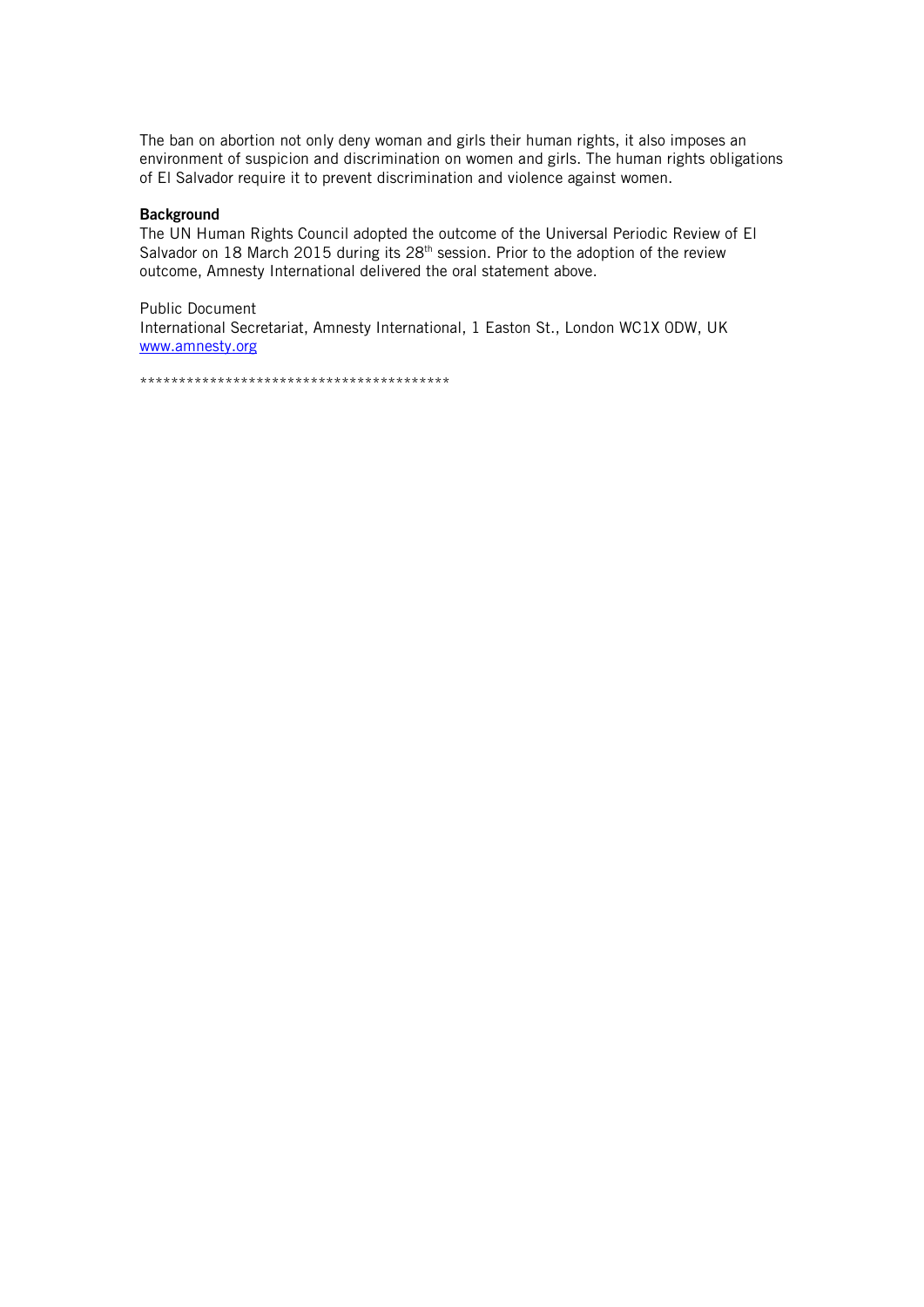The ban on abortion not only deny woman and girls their human rights, it also imposes an environment of suspicion and discrimination on women and girls. The human rights obligations of El Salvador require it to prevent discrimination and violence against women.

**Background**

The UN Human Rights Council adopted the outcome of the Universal Periodic Review of El Salvador on 18 March 2015 during its 28th session. Prior to the adoption of the review outcome, Amnesty International delivered the oral statement above.

Public Document
International Secretariat, Amnesty International, 1 Easton St., London WC1X 0DW, UK
[www.amnesty.org](http://www.amnesty.org)

****************************************